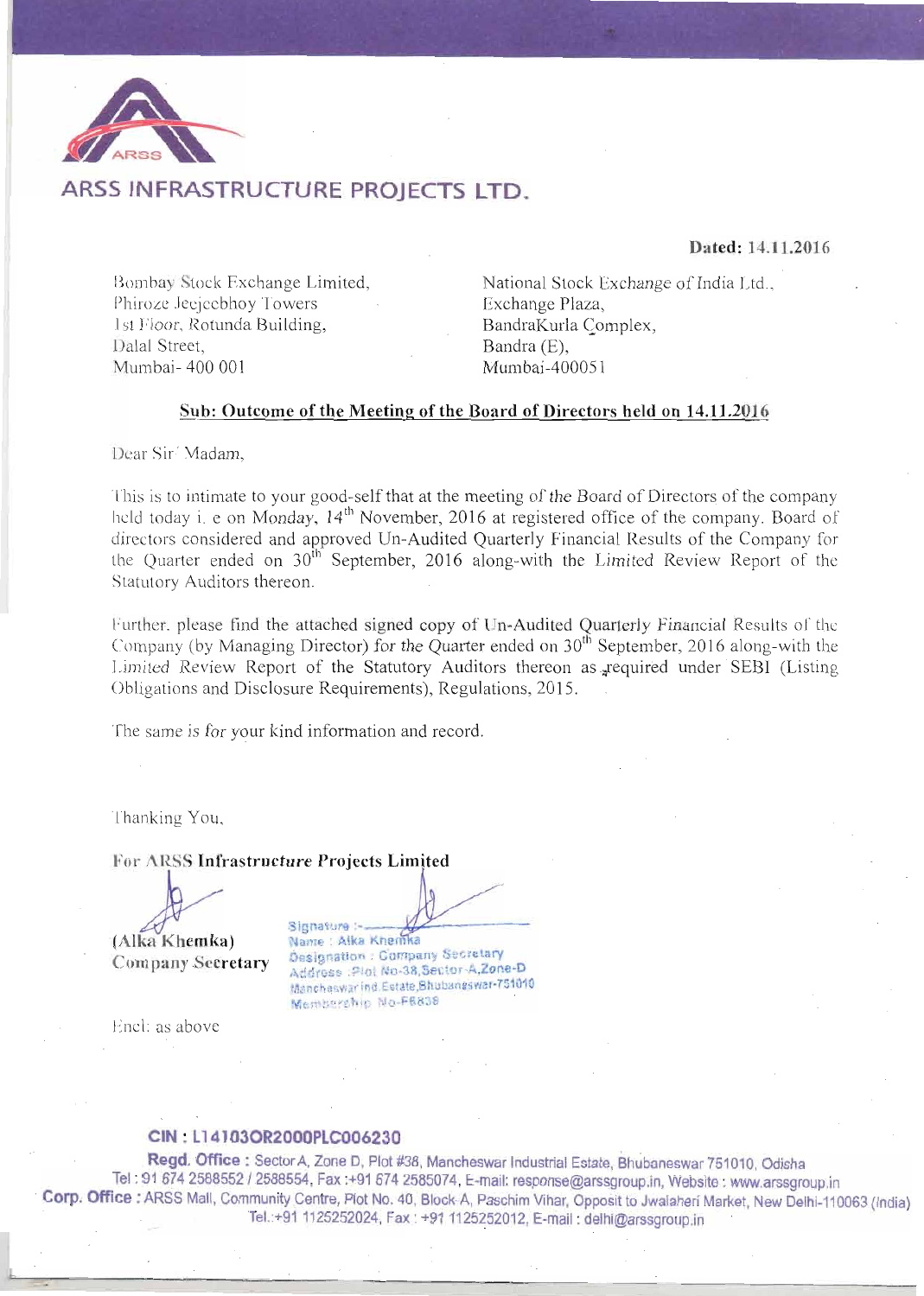# ARSS INFRASTRUCTURE PROJECTS LTD.

**Dated: 14.11.2016**

Bombay Stock Exchange Limited,
Phiroze Jeejeebhoy Towers
1st Floor, Rotunda Building,
Dalal Street,
Mumbai- 400 001

National Stock Exchange of India Ltd.,
Exchange Plaza,
BandraKurla Complex,
Bandra (E),
Mumbai-400051

**Sub: Outcome of the Meeting of the Board of Directors held on 14.11.2016**

Dear Sir/ Madam,

This is to intimate to your good-self that at the meeting of the Board of Directors of the company held today i. e on Monday, 14th November, 2016 at registered office of the company. Board of directors considered and approved Un-Audited Quarterly Financial Results of the Company for the Quarter ended on 30th September, 2016 along-with the Limited Review Report of the Statutory Auditors thereon.

Further, please find the attached signed copy of Un-Audited Quarterly Financial Results of the Company (by Managing Director) for the Quarter ended on 30th September, 2016 along-with the Limited Review Report of the Statutory Auditors thereon as required under SEBI (Listing Obligations and Disclosure Requirements), Regulations, 2015.

The same is for your kind information and record.

Thanking You,

**For ARSS Infrastructure Projects Limited**

**(Alka Khemka)**
**Company Secretary**

Signature :-
Name : Alka Khemka
Designation : Company Secretary
Address : Plot No-38, Sector-A, Zone-D
Mancheswar ind Estate, Bhubaneswar-751010
Membership No-F6838

Encl: as above

**CIN : L14103OR2000PLC006230**

**Regd. Office :** Sector A, Zone D, Plot #38, Mancheswar Industrial Estate, Bhubaneswar 751010, Odisha
Tel : 91 674 2588552 / 2588554, Fax :+91 674 2585074, E-mail: response@arssgroup.in, Website : www.arssgroup.in
**Corp. Office :** ARSS Mall, Community Centre, Plot No. 40, Block-A, Paschim Vihar, Opposit to Jwalaheri Market, New Delhi-110063 (India)
Tel.:+91 1125252024, Fax : +91 1125252012, E-mail : delhi@arssgroup.in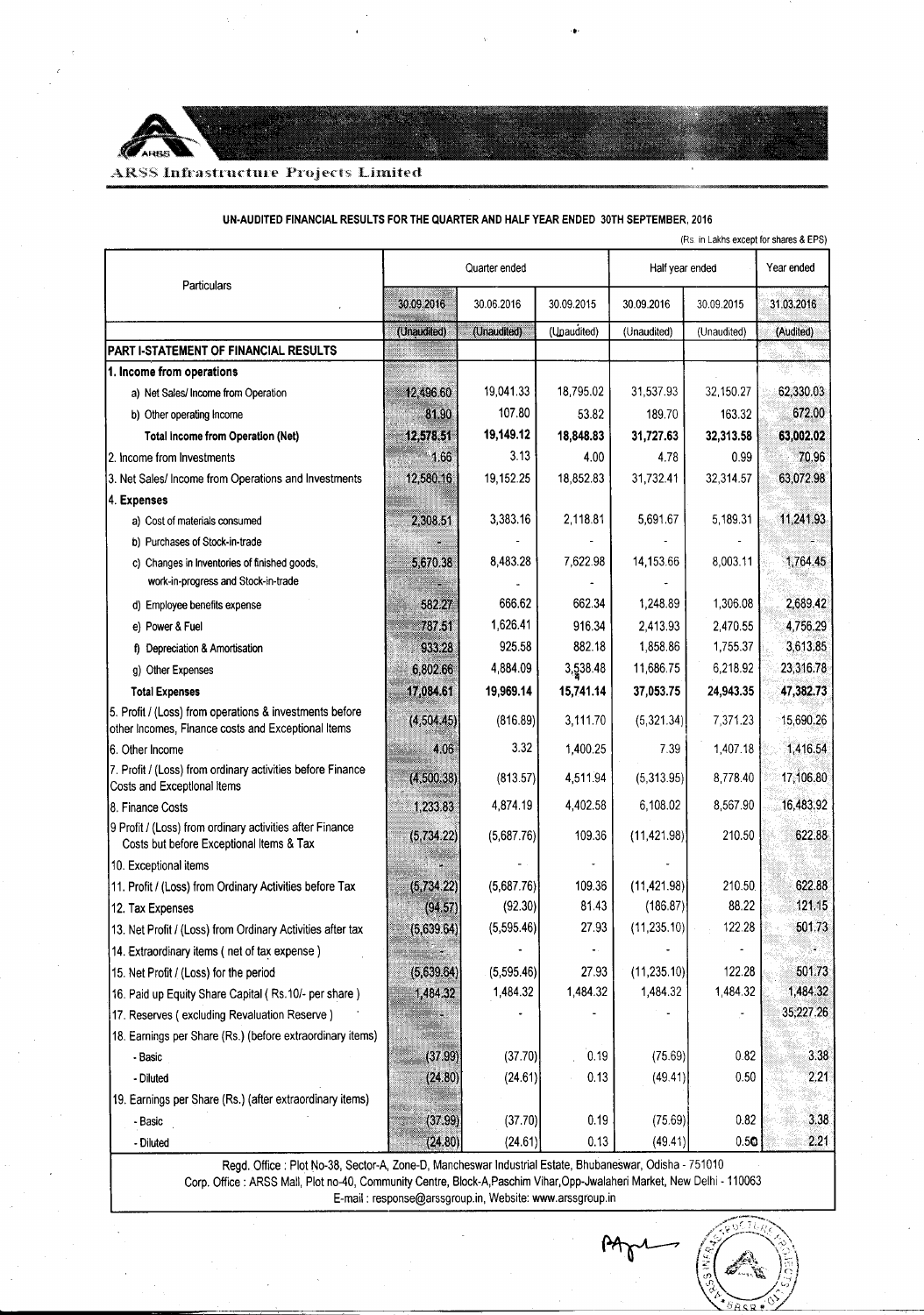ARSS Infrastructure Projects Limited

## UN-AUDITED FINANCIAL RESULTS FOR THE QUARTER AND HALF YEAR ENDED 30TH SEPTEMBER, 2016

(Rs in Lakhs except for shares & EPS)

| Particulars | Quarter ended | | | Half year ended | | Year ended |
|---|---|---|---|---|---|---|
| | 30.09.2016 | 30.06.2016 | 30.09.2015 | 30.09.2016 | 30.09.2015 | 31.03.2016 |
| | (Unaudited) | (Unaudited) | (Unaudited) | (Unaudited) | (Unaudited) | (Audited) |
| **PART I-STATEMENT OF FINANCIAL RESULTS** | | | | | | |
| **1. Income from operations** | | | | | | |
| a) Net Sales/ Income from Operation | 12,496.60 | 19,041.33 | 18,795.02 | 31,537.93 | 32,150.27 | 62,330.03 |
| b) Other operating Income | 81.90 | 107.80 | 53.82 | 189.70 | 163.32 | 672.00 |
| **Total Income from Operation (Net)** | **12,578.51** | **19,149.12** | **18,848.83** | **31,727.63** | **32,313.58** | **63,002.02** |
| 2. Income from Investments | 1.66 | 3.13 | 4.00 | 4.78 | 0.99 | 70.96 |
| 3. Net Sales/ Income from Operations and Investments | 12,580.16 | 19,152.25 | 18,852.83 | 31,732.41 | 32,314.57 | 63,072.98 |
| **4. Expenses** | | | | | | |
| a) Cost of materials consumed | 2,308.51 | 3,383.16 | 2,118.81 | 5,691.67 | 5,189.31 | 11,241.93 |
| b) Purchases of Stock-in-trade | - | - | - | - | - | - |
| c) Changes in Inventories of finished goods, work-in-progress and Stock-in-trade | 5,670.38 | 8,483.28 | 7,622.98 | 14,153.66 | 8,003.11 | 1,764.45 |
| d) Employee benefits expense | 582.27 | 666.62 | 662.34 | 1,248.89 | 1,306.08 | 2,689.42 |
| e) Power & Fuel | 787.51 | 1,626.41 | 916.34 | 2,413.93 | 2,470.55 | 4,756.29 |
| f) Depreciation & Amortisation | 933.28 | 925.58 | 882.18 | 1,858.86 | 1,755.37 | 3,613.85 |
| g) Other Expenses | 6,802.66 | 4,884.09 | 3,538.48 | 11,686.75 | 6,218.92 | 23,316.78 |
| **Total Expenses** | **17,084.61** | **19,969.14** | **15,741.14** | **37,053.75** | **24,943.35** | **47,382.73** |
| 5. Profit / (Loss) from operations & investments before other Incomes, Finance costs and Exceptional Items | (4,504.45) | (816.89) | 3,111.70 | (5,321.34) | 7,371.23 | 15,690.26 |
| 6. Other Income | 4.06 | 3.32 | 1,400.25 | 7.39 | 1,407.18 | 1,416.54 |
| 7. Profit / (Loss) from ordinary activities before Finance Costs and Exceptional Items | (4,500.38) | (813.57) | 4,511.94 | (5,313.95) | 8,778.40 | 17,106.80 |
| 8. Finance Costs | 1,233.83 | 4,874.19 | 4,402.58 | 6,108.02 | 8,567.90 | 16,483.92 |
| 9 Profit / (Loss) from ordinary activities after Finance Costs but before Exceptional Items & Tax | (5,734.22) | (5,687.76) | 109.36 | (11,421.98) | 210.50 | 622.88 |
| 10. Exceptional items | - | - | - | - | | |
| 11. Profit / (Loss) from Ordinary Activities before Tax | (5,734.22) | (5,687.76) | 109.36 | (11,421.98) | 210.50 | 622.88 |
| 12. Tax Expenses | (94.57) | (92.30) | 81.43 | (186.87) | 88.22 | 121.15 |
| 13. Net Profit / (Loss) from Ordinary Activities after tax | (5,639.64) | (5,595.46) | 27.93 | (11,235.10) | 122.28 | 501.73 |
| 14. Extraordinary items ( net of tax expense ) | - | - | - | - | - | - |
| 15. Net Profit / (Loss) for the period | (5,639.64) | (5,595.46) | 27.93 | (11,235.10) | 122.28 | 501.73 |
| 16. Paid up Equity Share Capital ( Rs.10/- per share ) | 1,484.32 | 1,484.32 | 1,484.32 | 1,484.32 | 1,484.32 | 1,484.32 |
| 17. Reserves ( excluding Revaluation Reserve ) | - | - | - | - | - | 35,227.26 |
| 18. Earnings per Share (Rs.) (before extraordinary items) | | | | | | |
| - Basic | (37.99) | (37.70) | 0.19 | (75.69) | 0.82 | 3.38 |
| - Diluted | (24.80) | (24.61) | 0.13 | (49.41) | 0.50 | 2.21 |
| 19. Earnings per Share (Rs.) (after extraordinary items) | | | | | | |
| - Basic | (37.99) | (37.70) | 0.19 | (75.69) | 0.82 | 3.38 |
| - Diluted | (24.80) | (24.61) | 0.13 | (49.41) | 0.50 | 2.21 |

Regd. Office : Plot No-38, Sector-A, Zone-D, Mancheswar Industrial Estate, Bhubaneswar, Odisha - 751010
Corp. Office : ARSS Mall, Plot no-40, Community Centre, Block-A,Paschim Vihar,Opp-Jwalaheri Market, New Delhi - 110063
E-mail : response@arssgroup.in, Website: www.arssgroup.in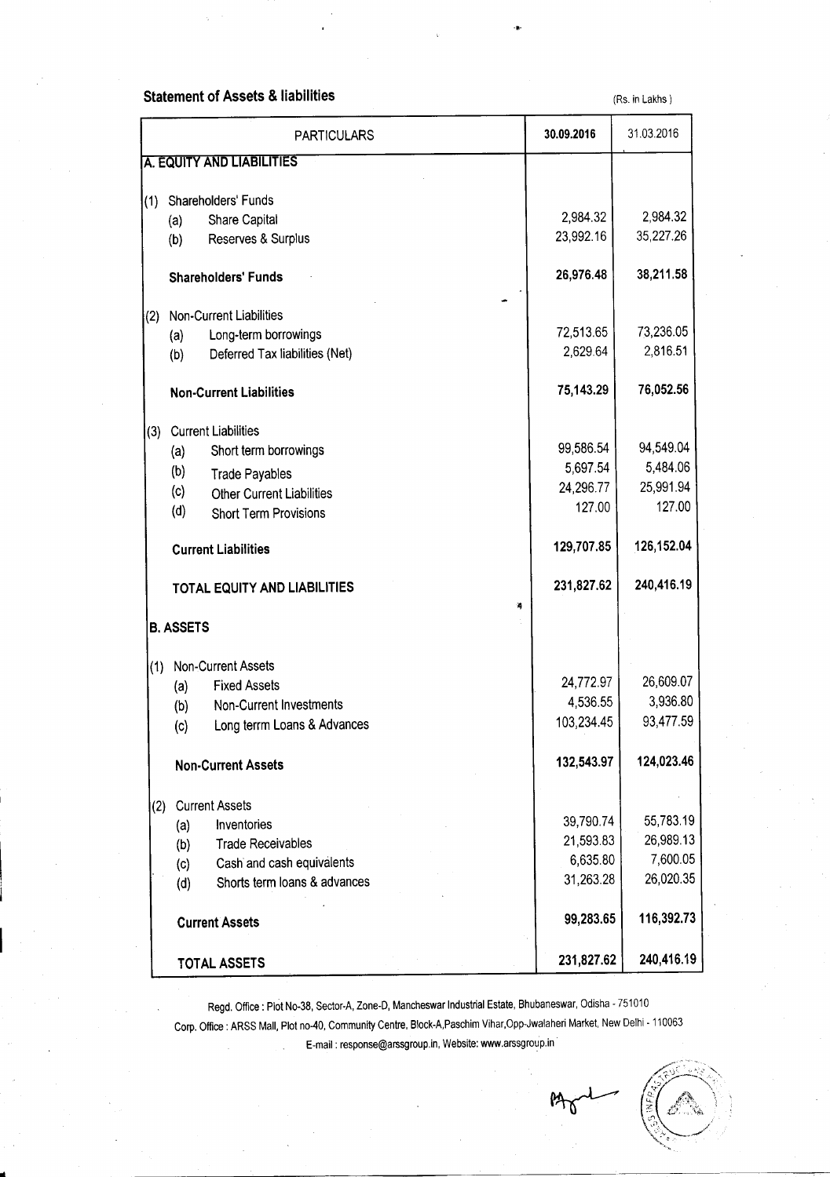## Statement of Assets & liabilities

(Rs. in Lakhs)

| PARTICULARS | 30.09.2016 | 31.03.2016 |
|---|---|---|
| **A. EQUITY AND LIABILITIES** | | |
| (1) Shareholders' Funds | | |
| (a) Share Capital | 2,984.32 | 2,984.32 |
| (b) Reserves & Surplus | 23,992.16 | 35,227.26 |
| **Shareholders' Funds** | **26,976.48** | **38,211.58** |
| (2) Non-Current Liabilities | | |
| (a) Long-term borrowings | 72,513.65 | 73,236.05 |
| (b) Deferred Tax liabilities (Net) | 2,629.64 | 2,816.51 |
| **Non-Current Liabilities** | **75,143.29** | **76,052.56** |
| (3) Current Liabilities | | |
| (a) Short term borrowings | 99,586.54 | 94,549.04 |
| (b) Trade Payables | 5,697.54 | 5,484.06 |
| (c) Other Current Liabilities | 24,296.77 | 25,991.94 |
| (d) Short Term Provisions | 127.00 | 127.00 |
| **Current Liabilities** | **129,707.85** | **126,152.04** |
| **TOTAL EQUITY AND LIABILITIES** | **231,827.62** | **240,416.19** |
| **B. ASSETS** | | |
| (1) Non-Current Assets | | |
| (a) Fixed Assets | 24,772.97 | 26,609.07 |
| (b) Non-Current Investments | 4,536.55 | 3,936.80 |
| (c) Long terrm Loans & Advances | 103,234.45 | 93,477.59 |
| **Non-Current Assets** | **132,543.97** | **124,023.46** |
| (2) Current Assets | | |
| (a) Inventories | 39,790.74 | 55,783.19 |
| (b) Trade Receivables | 21,593.83 | 26,989.13 |
| (c) Cash and cash equivalents | 6,635.80 | 7,600.05 |
| (d) Shorts term loans & advances | 31,263.28 | 26,020.35 |
| **Current Assets** | **99,283.65** | **116,392.73** |
| **TOTAL ASSETS** | **231,827.62** | **240,416.19** |

Regd. Office : Plot No-38, Sector-A, Zone-D, Mancheswar Industrial Estate, Bhubaneswar, Odisha - 751010

Corp. Office : ARSS Mall, Plot no-40, Community Centre, Block-A,Paschim Vihar,Opp-Jwalaheri Market, New Delhi - 110063

E-mail : response@arssgroup.in, Website: www.arssgroup.in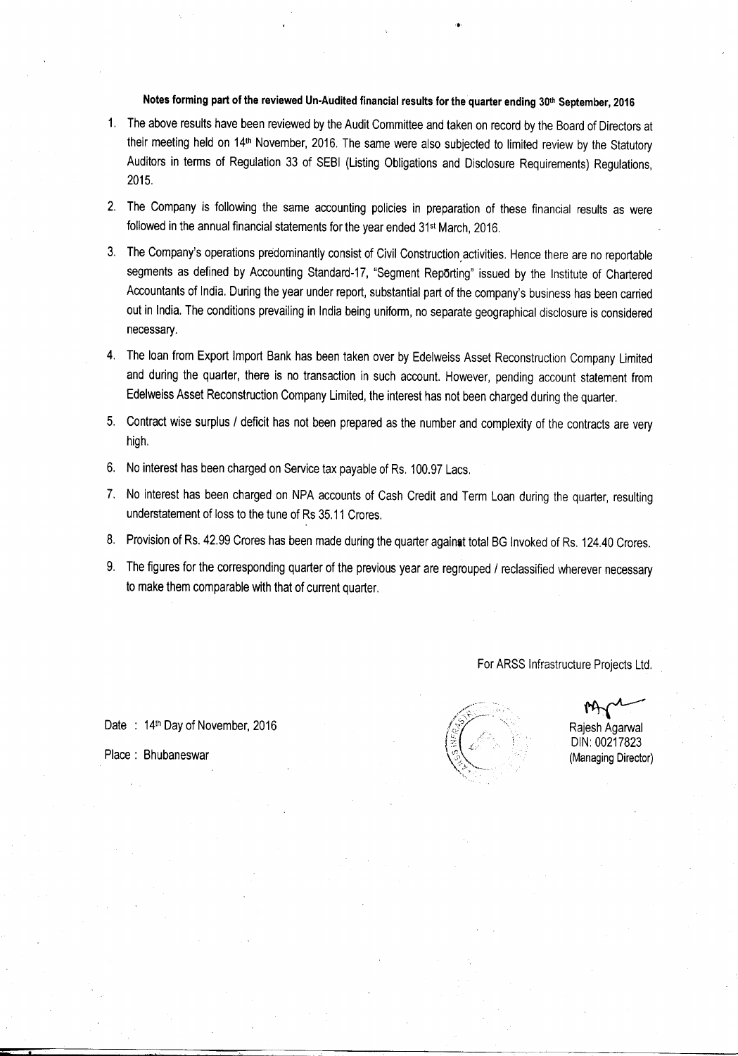**Notes forming part of the reviewed Un-Audited financial results for the quarter ending 30th September, 2016**

1. The above results have been reviewed by the Audit Committee and taken on record by the Board of Directors at their meeting held on 14th November, 2016. The same were also subjected to limited review by the Statutory Auditors in terms of Regulation 33 of SEBI (Listing Obligations and Disclosure Requirements) Regulations, 2015.

2. The Company is following the same accounting policies in preparation of these financial results as were followed in the annual financial statements for the year ended 31st March, 2016.

3. The Company's operations predominantly consist of Civil Construction activities. Hence there are no reportable segments as defined by Accounting Standard-17, "Segment Reporting" issued by the Institute of Chartered Accountants of India. During the year under report, substantial part of the company's business has been carried out in India. The conditions prevailing in India being uniform, no separate geographical disclosure is considered necessary.

4. The loan from Export Import Bank has been taken over by Edelweiss Asset Reconstruction Company Limited and during the quarter, there is no transaction in such account. However, pending account statement from Edelweiss Asset Reconstruction Company Limited, the interest has not been charged during the quarter.

5. Contract wise surplus / deficit has not been prepared as the number and complexity of the contracts are very high.

6. No interest has been charged on Service tax payable of Rs. 100.97 Lacs.

7. No interest has been charged on NPA accounts of Cash Credit and Term Loan during the quarter, resulting understatement of loss to the tune of Rs 35.11 Crores.

8. Provision of Rs. 42.99 Crores has been made during the quarter against total BG Invoked of Rs. 124.40 Crores.

9. The figures for the corresponding quarter of the previous year are regrouped / reclassified wherever necessary to make them comparable with that of current quarter.

For ARSS Infrastructure Projects Ltd.

Rajesh Agarwal
DIN: 00217823
(Managing Director)

Date : 14th Day of November, 2016

Place : Bhubaneswar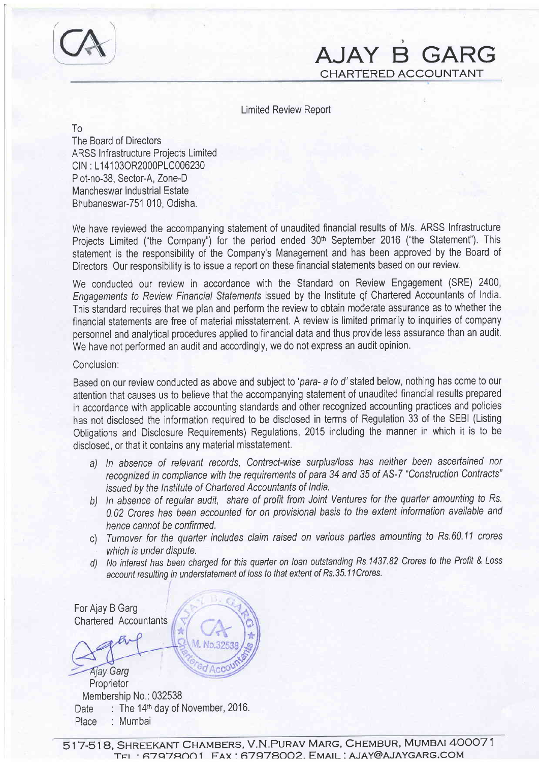# AJAY B GARG
CHARTERED ACCOUNTANT

Limited Review Report

To
The Board of Directors
ARSS Infrastructure Projects Limited
CIN : L14103OR2000PLC006230
Plot-no-38, Sector-A, Zone-D
Mancheswar Industrial Estate
Bhubaneswar-751 010, Odisha.

We have reviewed the accompanying statement of unaudited financial results of M/s. ARSS Infrastructure Projects Limited ("the Company") for the period ended 30th September 2016 ("the Statement"). This statement is the responsibility of the Company's Management and has been approved by the Board of Directors. Our responsibility is to issue a report on these financial statements based on our review.

We conducted our review in accordance with the Standard on Review Engagement (SRE) 2400, *Engagements to Review Financial Statements* issued by the Institute of Chartered Accountants of India. This standard requires that we plan and perform the review to obtain moderate assurance as to whether the financial statements are free of material misstatement. A review is limited primarily to inquiries of company personnel and analytical procedures applied to financial data and thus provide less assurance than an audit. We have not performed an audit and accordingly, we do not express an audit opinion.

Conclusion:

Based on our review conducted as above and subject to '*para- a to d*' stated below, nothing has come to our attention that causes us to believe that the accompanying statement of unaudited financial results prepared in accordance with applicable accounting standards and other recognized accounting practices and policies has not disclosed the information required to be disclosed in terms of Regulation 33 of the SEBI (Listing Obligations and Disclosure Requirements) Regulations, 2015 including the manner in which it is to be disclosed, or that it contains any material misstatement.

a) *In absence of relevant records, Contract-wise surplus/loss has neither been ascertained nor recognized in compliance with the requirements of para 34 and 35 of AS-7 "Construction Contracts" issued by the Institute of Chartered Accountants of India.*
b) *In absence of regular audit, share of profit from Joint Ventures for the quarter amounting to Rs. 0.02 Crores has been accounted for on provisional basis to the extent information available and hence cannot be confirmed.*
c) *Turnover for the quarter includes claim raised on various parties amounting to Rs.60.11 crores which is under dispute.*
d) *No interest has been charged for this quarter on loan outstanding Rs.1437.82 Crores to the Profit & Loss account resulting in understatement of loss to that extent of Rs.35.11Crores.*

For Ajay B Garg
Chartered Accountants

Ajay Garg
Proprietor
Membership No.: 032538
Date : The 14th day of November, 2016.
Place : Mumbai

517-518, SHREEKANT CHAMBERS, V.N.PURAV MARG, CHEMBUR, MUMBAI 400071
TEL : 67978001 FAX : 67978002. EMAIL : AJAY@AJAYGARG.COM